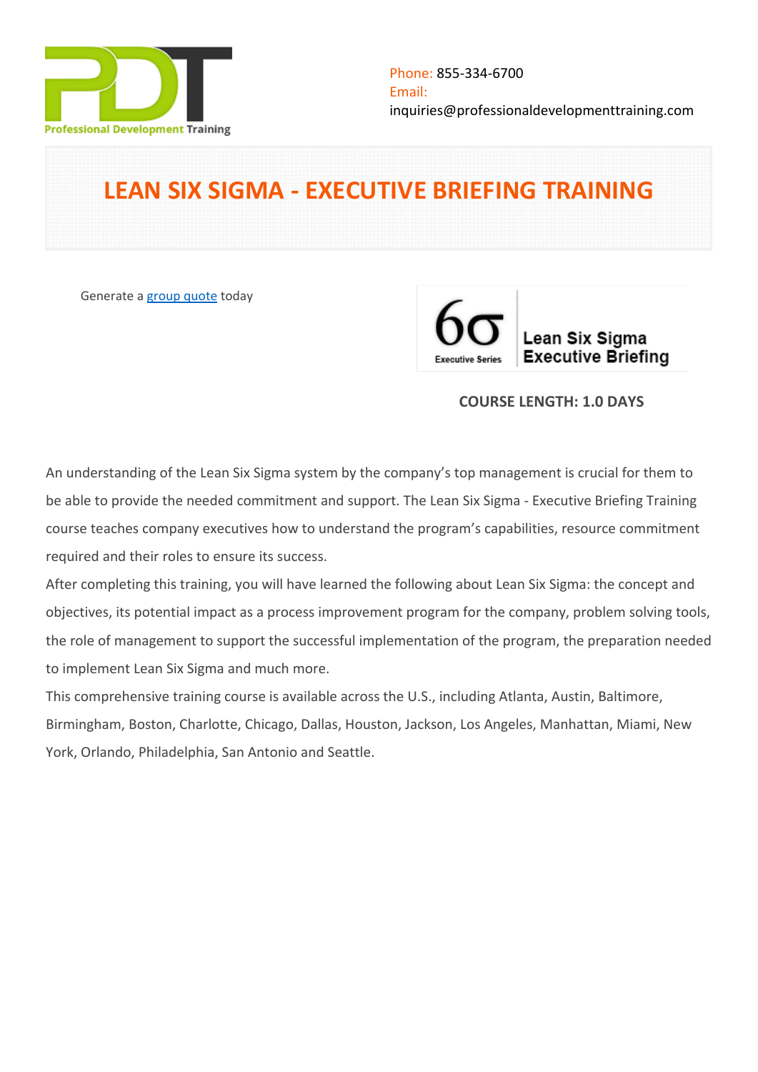Phone: 855-334-6700
Email:
inquiries@professionaldevelopmenttraining.com

# LEAN SIX SIGMA - EXECUTIVE BRIEFING TRAINING

Generate a group quote today

6σ Executive Series | Lean Six Sigma Executive Briefing

**COURSE LENGTH: 1.0 DAYS**

An understanding of the Lean Six Sigma system by the company's top management is crucial for them to be able to provide the needed commitment and support. The Lean Six Sigma - Executive Briefing Training course teaches company executives how to understand the program's capabilities, resource commitment required and their roles to ensure its success.

After completing this training, you will have learned the following about Lean Six Sigma: the concept and objectives, its potential impact as a process improvement program for the company, problem solving tools, the role of management to support the successful implementation of the program, the preparation needed to implement Lean Six Sigma and much more.

This comprehensive training course is available across the U.S., including Atlanta, Austin, Baltimore, Birmingham, Boston, Charlotte, Chicago, Dallas, Houston, Jackson, Los Angeles, Manhattan, Miami, New York, Orlando, Philadelphia, San Antonio and Seattle.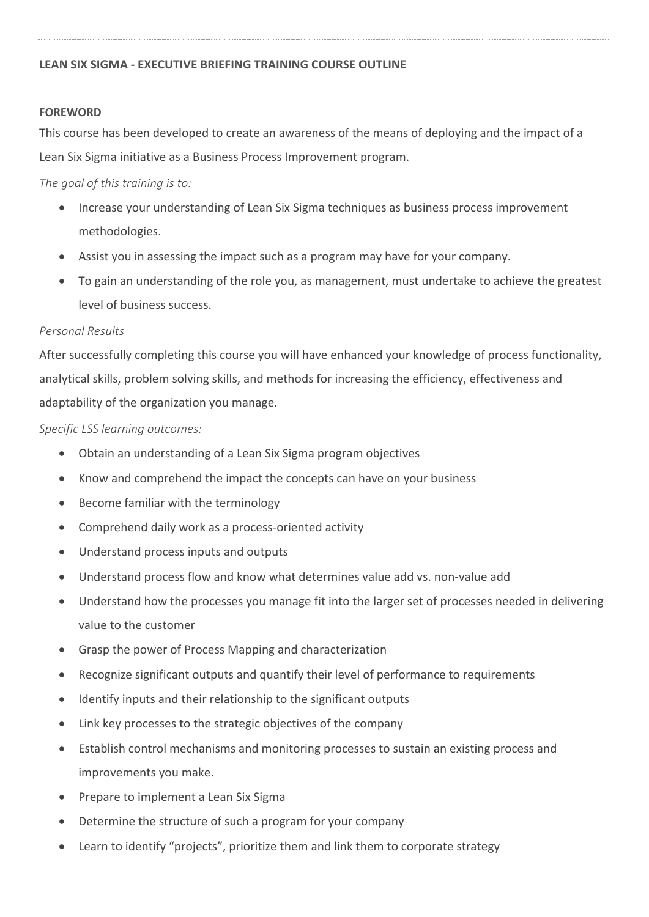**LEAN SIX SIGMA - EXECUTIVE BRIEFING TRAINING COURSE OUTLINE**

**FOREWORD**

This course has been developed to create an awareness of the means of deploying and the impact of a Lean Six Sigma initiative as a Business Process Improvement program.

*The goal of this training is to:*

- Increase your understanding of Lean Six Sigma techniques as business process improvement methodologies.
- Assist you in assessing the impact such as a program may have for your company.
- To gain an understanding of the role you, as management, must undertake to achieve the greatest level of business success.

*Personal Results*

After successfully completing this course you will have enhanced your knowledge of process functionality, analytical skills, problem solving skills, and methods for increasing the efficiency, effectiveness and adaptability of the organization you manage.

*Specific LSS learning outcomes:*

- Obtain an understanding of a Lean Six Sigma program objectives
- Know and comprehend the impact the concepts can have on your business
- Become familiar with the terminology
- Comprehend daily work as a process-oriented activity
- Understand process inputs and outputs
- Understand process flow and know what determines value add vs. non-value add
- Understand how the processes you manage fit into the larger set of processes needed in delivering value to the customer
- Grasp the power of Process Mapping and characterization
- Recognize significant outputs and quantify their level of performance to requirements
- Identify inputs and their relationship to the significant outputs
- Link key processes to the strategic objectives of the company
- Establish control mechanisms and monitoring processes to sustain an existing process and improvements you make.
- Prepare to implement a Lean Six Sigma
- Determine the structure of such a program for your company
- Learn to identify "projects", prioritize them and link them to corporate strategy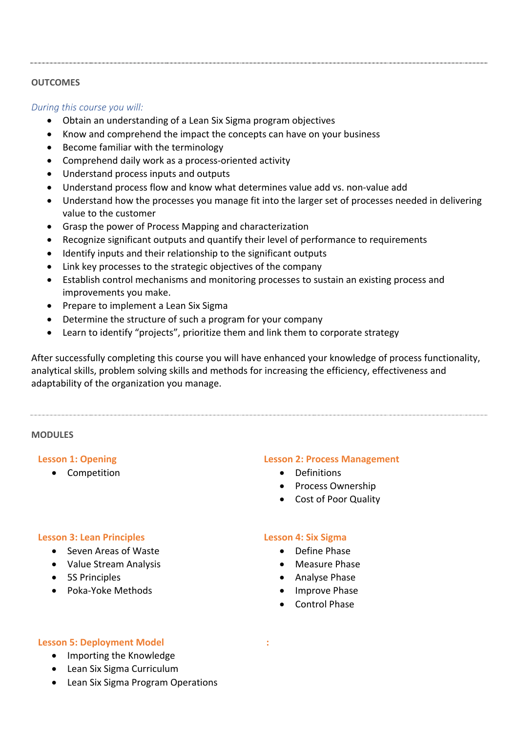---

## OUTCOMES

*During this course you will:*

- Obtain an understanding of a Lean Six Sigma program objectives
- Know and comprehend the impact the concepts can have on your business
- Become familiar with the terminology
- Comprehend daily work as a process-oriented activity
- Understand process inputs and outputs
- Understand process flow and know what determines value add vs. non-value add
- Understand how the processes you manage fit into the larger set of processes needed in delivering value to the customer
- Grasp the power of Process Mapping and characterization
- Recognize significant outputs and quantify their level of performance to requirements
- Identify inputs and their relationship to the significant outputs
- Link key processes to the strategic objectives of the company
- Establish control mechanisms and monitoring processes to sustain an existing process and improvements you make.
- Prepare to implement a Lean Six Sigma
- Determine the structure of such a program for your company
- Learn to identify "projects", prioritize them and link them to corporate strategy

After successfully completing this course you will have enhanced your knowledge of process functionality, analytical skills, problem solving skills and methods for increasing the efficiency, effectiveness and adaptability of the organization you manage.

---

## MODULES

### Lesson 1: Opening

- Competition

### Lesson 2: Process Management

- Definitions
- Process Ownership
- Cost of Poor Quality

### Lesson 3: Lean Principles

- Seven Areas of Waste
- Value Stream Analysis
- 5S Principles
- Poka-Yoke Methods

### Lesson 4: Six Sigma

- Define Phase
- Measure Phase
- Analyse Phase
- Improve Phase
- Control Phase

### Lesson 5: Deployment Model

- Importing the Knowledge
- Lean Six Sigma Curriculum
- Lean Six Sigma Program Operations

: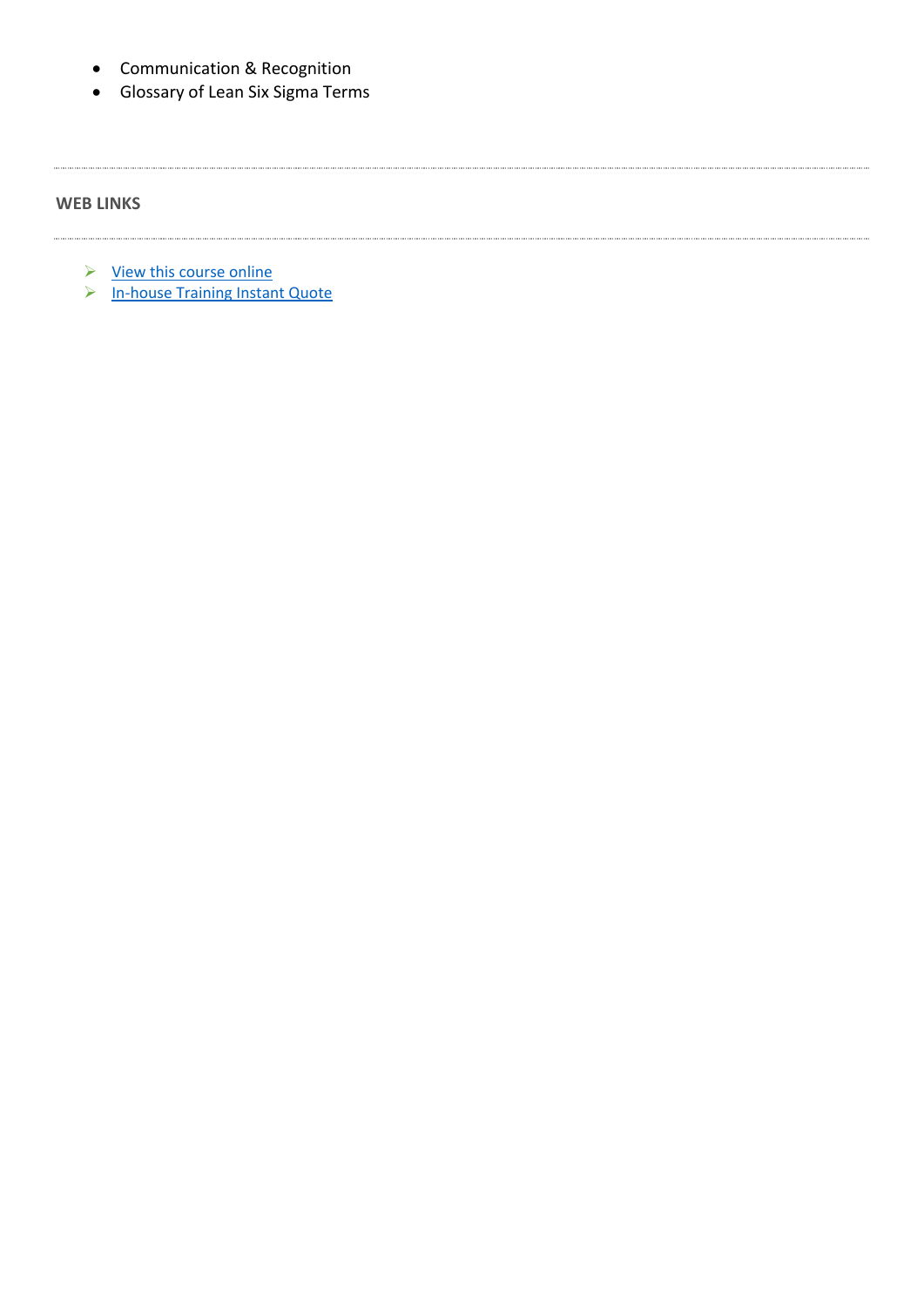- Communication & Recognition
- Glossary of Lean Six Sigma Terms

---

## WEB LINKS

---

- View this course online
- In-house Training Instant Quote